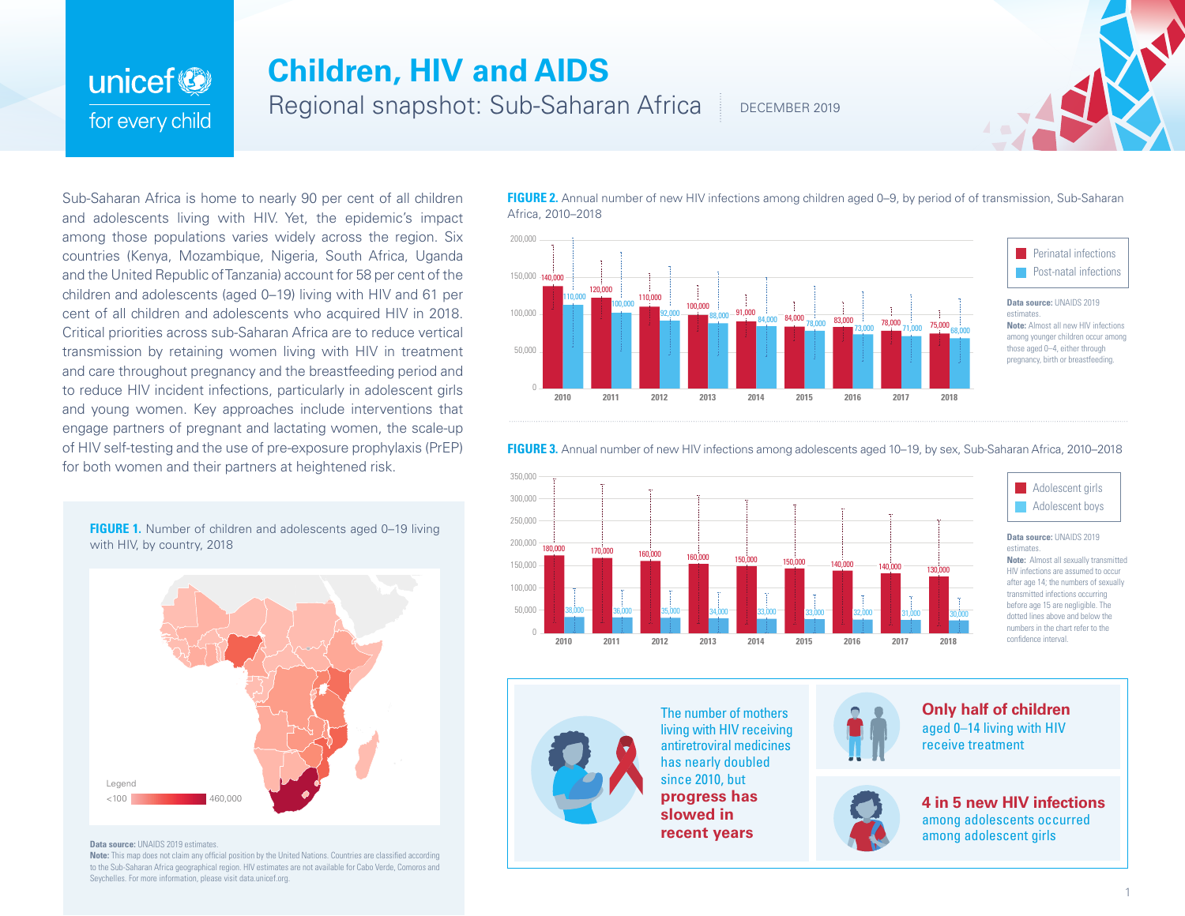# Children, HIV and AIDS

## Regional snapshot: Sub-Saharan Africa

DECEMBER 2019

Sub-Saharan Africa is home to nearly 90 per cent of all children and adolescents living with HIV. Yet, the epidemic's impact among those populations varies widely across the region. Six countries (Kenya, Mozambique, Nigeria, South Africa, Uganda and the United Republic of Tanzania) account for 58 per cent of the children and adolescents (aged 0–19) living with HIV and 61 per cent of all children and adolescents who acquired HIV in 2018. Critical priorities across sub-Saharan Africa are to reduce vertical transmission by retaining women living with HIV in treatment and care throughout pregnancy and the breastfeeding period and to reduce HIV incident infections, particularly in adolescent girls and young women. Key approaches include interventions that engage partners of pregnant and lactating women, the scale-up of HIV self-testing and the use of pre-exposure prophylaxis (PrEP) for both women and their partners at heightened risk.

**FIGURE 1.** Number of children and adolescents aged 0–19 living with HIV, by country, 2018

Legend: <100 — 460,000

**Data source:** UNAIDS 2019 estimates.
**Note:** This map does not claim any official position by the United Nations. Countries are classified according to the Sub-Saharan Africa geographical region. HIV estimates are not available for Cabo Verde, Comoros and Seychelles. For more information, please visit data.unicef.org.

**FIGURE 2.** Annual number of new HIV infections among children aged 0–9, by period of of transmission, Sub-Saharan Africa, 2010–2018

| Year | Perinatal infections | Post-natal infections |
|---|---|---|
| 2010 | 140,000 | 110,000 |
| 2011 | 120,000 | 100,000 |
| 2012 | 110,000 | 92,000 |
| 2013 | 100,000 | 88,000 |
| 2014 | 91,000 | 84,000 |
| 2015 | 84,000 | 78,000 |
| 2016 | 83,000 | 73,000 |
| 2017 | 78,000 | 71,000 |
| 2018 | 75,000 | 68,000 |

**Data source:** UNAIDS 2019 estimates.
**Note:** Almost all new HIV infections among younger children occur among those aged 0–4, either through pregnancy, birth or breastfeeding.

**FIGURE 3.** Annual number of new HIV infections among adolescents aged 10–19, by sex, Sub-Saharan Africa, 2010–2018

| Year | Adolescent girls | Adolescent boys |
|---|---|---|
| 2010 | 180,000 | 38,000 |
| 2011 | 170,000 | 36,000 |
| 2012 | 160,000 | 35,000 |
| 2013 | 160,000 | 34,000 |
| 2014 | 150,000 | 33,000 |
| 2015 | 150,000 | 33,000 |
| 2016 | 140,000 | 32,000 |
| 2017 | 140,000 | 31,000 |
| 2018 | 130,000 | 30,000 |

**Data source:** UNAIDS 2019 estimates.
**Note:** Almost all sexually transmitted HIV infections are assumed to occur after age 14; the numbers of sexually transmitted infections occurring before age 15 are negligible. The dotted lines above and below the numbers in the chart refer to the confidence interval.

The number of mothers living with HIV receiving antiretroviral medicines has nearly doubled since 2010, but **progress has slowed in recent years**

**Only half of children** aged 0–14 living with HIV receive treatment

**4 in 5 new HIV infections** among adolescents occurred among adolescent girls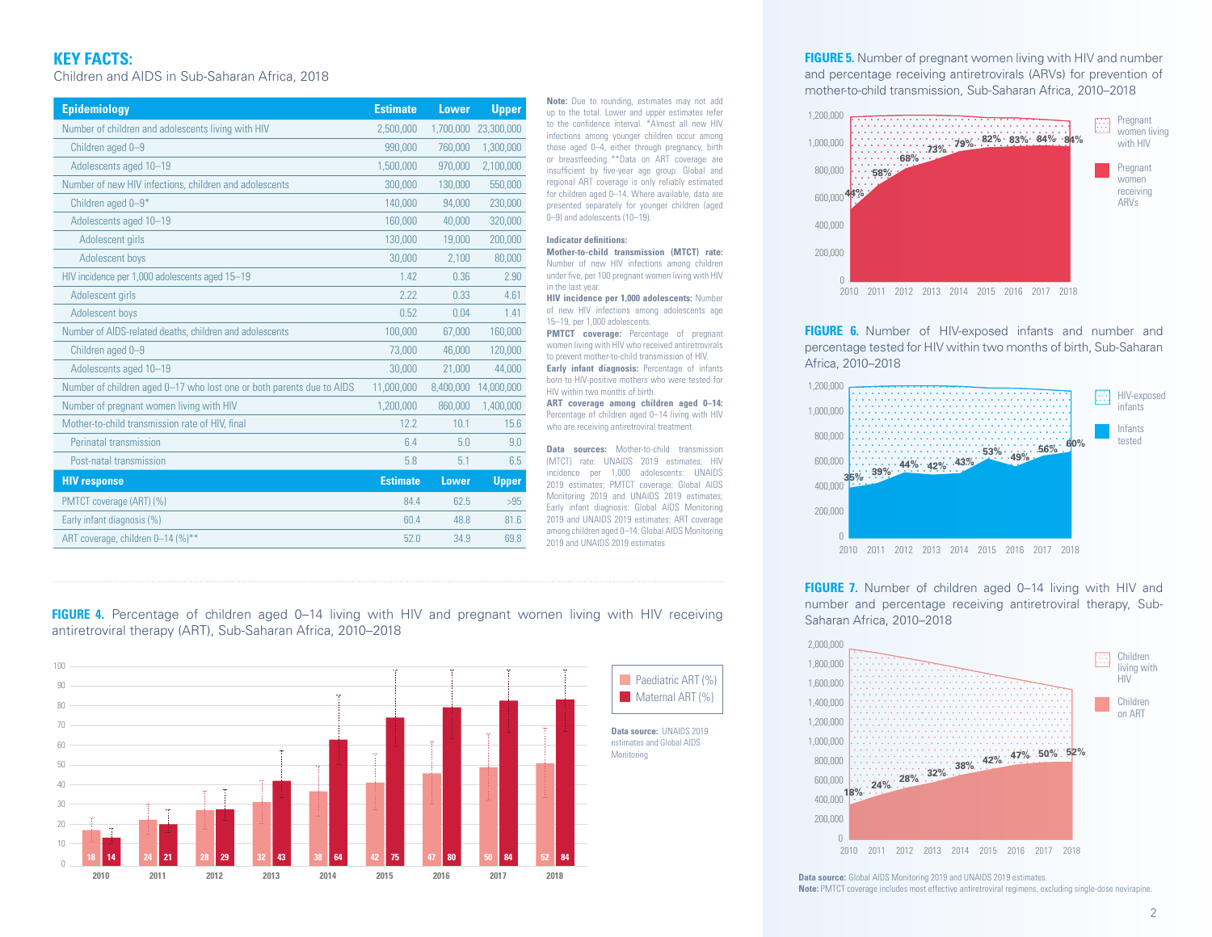## KEY FACTS:

Children and AIDS in Sub-Saharan Africa, 2018

| Epidemiology | Estimate | Lower | Upper |
|---|---|---|---|
| Number of children and adolescents living with HIV | 2,500,000 | 1,700,000 | 23,300,000 |
| Children aged 0–9 | 990,000 | 760,000 | 1,300,000 |
| Adolescents aged 10–19 | 1,500,000 | 970,000 | 2,100,000 |
| Number of new HIV infections, children and adolescents | 300,000 | 130,000 | 550,000 |
| Children aged 0–9* | 140,000 | 94,000 | 230,000 |
| Adolescents aged 10–19 | 160,000 | 40,000 | 320,000 |
| Adolescent girls | 130,000 | 19,000 | 200,000 |
| Adolescent boys | 30,000 | 2,100 | 80,000 |
| HIV incidence per 1,000 adolescents aged 15–19 | 1.42 | 0.36 | 2.90 |
| Adolescent girls | 2.22 | 0.33 | 4.61 |
| Adolescent boys | 0.52 | 0.04 | 1.41 |
| Number of AIDS-related deaths, children and adolescents | 100,000 | 67,000 | 160,000 |
| Children aged 0–9 | 73,000 | 46,000 | 120,000 |
| Adolescents aged 10–19 | 30,000 | 21,000 | 44,000 |
| Number of children aged 0–17 who lost one or both parents due to AIDS | 11,000,000 | 8,400,000 | 14,000,000 |
| Number of pregnant women living with HIV | 1,200,000 | 860,000 | 1,400,000 |
| Mother-to-child transmission rate of HIV, final | 12.2 | 10.1 | 15.6 |
| Perinatal transmission | 6.4 | 5.0 | 9.0 |
| Post-natal transmission | 5.8 | 5.1 | 6.5 |
| **HIV response** | **Estimate** | **Lower** | **Upper** |
| PMTCT coverage (ART) (%) | 84.4 | 62.5 | >95 |
| Early infant diagnosis (%) | 60.4 | 48.8 | 81.6 |
| ART coverage, children 0–14 (%)** | 52.0 | 34.9 | 69.8 |

**Note:** Due to rounding, estimates may not add up to the total. Lower and upper estimates refer to the confidence interval. *Almost all new HIV infections among younger children occur among those aged 0–4, either through pregnancy, birth or breastfeeding. **Data on ART coverage are insufficient by five-year age group. Global and regional ART coverage is only reliably estimated for children aged 0–14. Where available, data are presented separately for younger children (aged 0–9) and adolescents (10–19).

**Indicator definitions:**

**Mother-to-child transmission (MTCT) rate:** Number of new HIV infections among children under five, per 100 pregnant women living with HIV in the last year.

**HIV incidence per 1,000 adolescents:** Number of new HIV infections among adolescents age 15–19, per 1,000 adolescents.

**PMTCT coverage:** Percentage of pregnant women living with HIV who received antiretrovirals to prevent mother-to-child transmission of HIV.

**Early infant diagnosis:** Percentage of infants born to HIV-positive mothers who were tested for HIV within two months of birth.

**ART coverage among children aged 0–14:** Percentage of children aged 0–14 living with HIV who are receiving antiretroviral treatment.

**Data sources:** Mother-to-child transmission (MTCT) rate: UNAIDS 2019 estimates; HIV incidence per 1,000 adolescents: UNAIDS 2019 estimates; PMTCT coverage: Global AIDS Monitoring 2019 and UNAIDS 2019 estimates; Early infant diagnosis: Global AIDS Monitoring 2019 and UNAIDS 2019 estimates; ART coverage among children aged 0–14: Global AIDS Monitoring 2019 and UNAIDS 2019 estimates

**FIGURE 4.** Percentage of children aged 0–14 living with HIV and pregnant women living with HIV receiving antiretroviral therapy (ART), Sub-Saharan Africa, 2010–2018

0 10 20 30 40 50 60 70 80 90 100

2010: 18, 14
2011: 24, 21
2012: 28, 29
2013: 32, 43
2014: 38, 64
2015: 42, 75
2016: 47, 80
2017: 50, 84
2018: 52, 84

Paediatric ART (%)
Maternal ART (%)

**Data source:** UNAIDS 2019 estimates and Global AIDS Monitoring

**FIGURE 5.** Number of pregnant women living with HIV and number and percentage receiving antiretrovirals (ARVs) for prevention of mother-to-child transmission, Sub-Saharan Africa, 2010–2018

0 200,000 400,000 600,000 800,000 1,000,000 1,200,000

2010 2011 2012 2013 2014 2015 2016 2017 2018

44% 58% 68% 73% 79% 82% 83% 84% 84%

Pregnant women living with HIV
Pregnant women receiving ARVs

**FIGURE 6.** Number of HIV-exposed infants and number and percentage tested for HIV within two months of birth, Sub-Saharan Africa, 2010–2018

0 200,000 400,000 600,000 800,000 1,000,000 1,200,000

2010 2011 2012 2013 2014 2015 2016 2017 2018

35% 39% 44% 42% 43% 53% 49% 56% 60%

HIV-exposed infants
Infants tested

**FIGURE 7.** Number of children aged 0–14 living with HIV and number and percentage receiving antiretroviral therapy, Sub-Saharan Africa, 2010–2018

0 200,000 400,000 600,000 800,000 1,000,000 1,200,000 1,400,000 1,600,000 1,800,000 2,000,000

2010 2011 2012 2013 2014 2015 2016 2017 2018

18% 24% 28% 32% 38% 42% 47% 50% 52%

Children living with HIV
Children on ART

**Data source:** Global AIDS Monitoring 2019 and UNAIDS 2019 estimates.
**Note:** PMTCT coverage includes most effective antiretroviral regimens, excluding single-dose nevirapine.